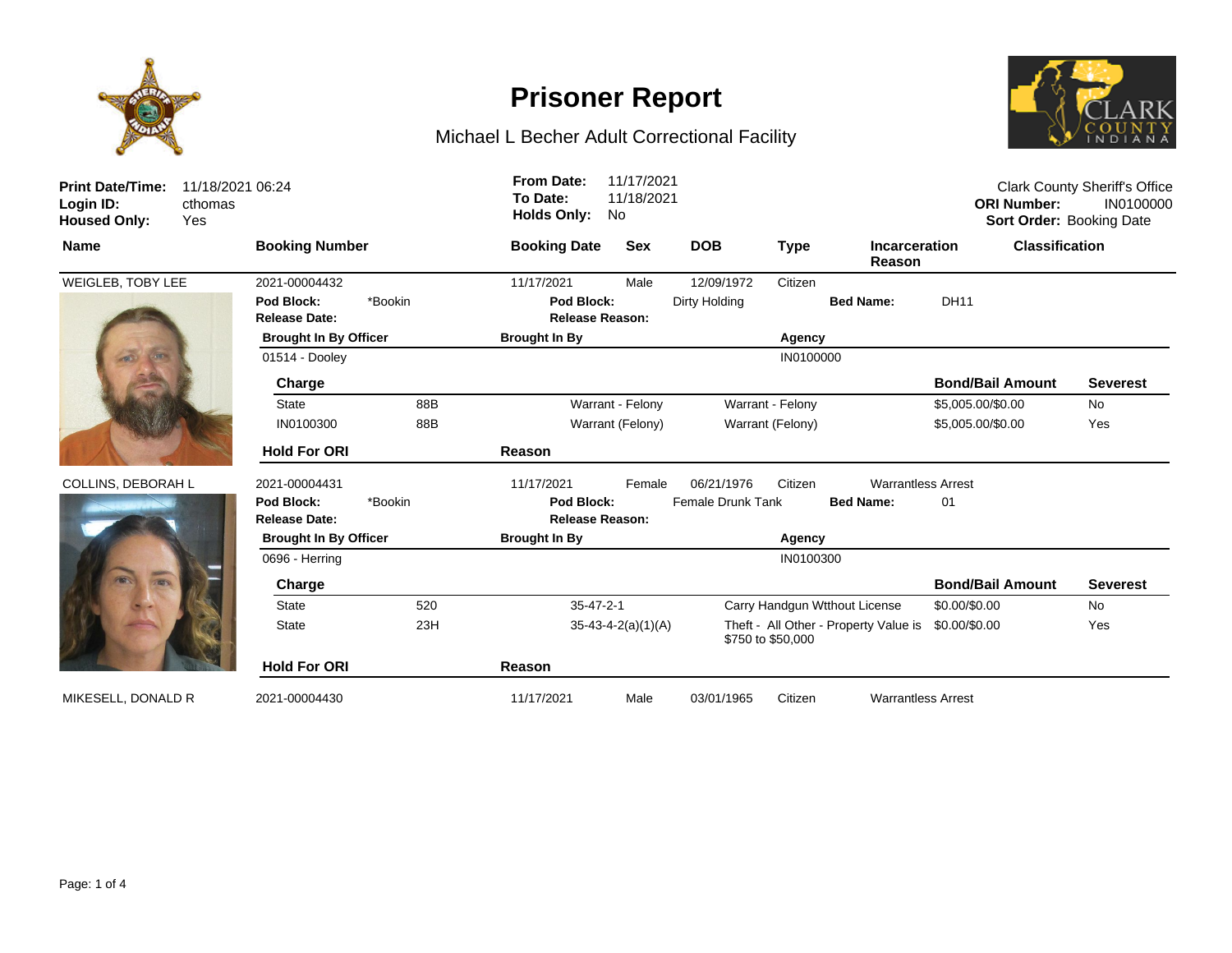# Prisoner Report

## Michael L Becher Adult Correctional Facility

**Print Date/Time:** 11/18/2021 06:24
**Login ID:** cthomas
**Housed Only:** Yes

**From Date:** 11/17/2021
**To Date:** 11/18/2021
**Holds Only:** No

Clark County Sheriff's Office
**ORI Number:** IN0100000
**Sort Order:** Booking Date

| Name | Booking Number | Booking Date | Sex | DOB | Type | Incarceration Reason | Classification |
|---|---|---|---|---|---|---|---|
| WEIGLEB, TOBY LEE | 2021-00004432 | 11/17/2021 | Male | 12/09/1972 | Citizen | | |

**Pod Block:** *Bookin **Pod Block:** Dirty Holding **Bed Name:** DH11
**Release Date:** **Release Reason:**

| Brought In By Officer | Brought In By | Agency |
|---|---|---|
| 01514 - Dooley | | IN0100000 |

| Charge | | | | Bond/Bail Amount | Severest |
|---|---|---|---|---|---|
| State | 88B | Warrant - Felony | Warrant - Felony | $5,005.00/$0.00 | No |
| IN0100300 | 88B | Warrant (Felony) | Warrant (Felony) | $5,005.00/$0.00 | Yes |

| Hold For ORI | Reason |
|---|---|

| Name | Booking Number | Booking Date | Sex | DOB | Type | Incarceration Reason | Classification |
|---|---|---|---|---|---|---|---|
| COLLINS, DEBORAH L | 2021-00004431 | 11/17/2021 | Female | 06/21/1976 | Citizen | Warrantless Arrest | |

**Pod Block:** *Bookin **Pod Block:** Female Drunk Tank **Bed Name:** 01
**Release Date:** **Release Reason:**

| Brought In By Officer | Brought In By | Agency |
|---|---|---|
| 0696 - Herring | | IN0100300 |

| Charge | | | | Bond/Bail Amount | Severest |
|---|---|---|---|---|---|
| State | 520 | 35-47-2-1 | Carry Handgun Wtthout License | $0.00/$0.00 | No |
| State | 23H | 35-43-4-2(a)(1)(A) | Theft - All Other - Property Value is $750 to $50,000 | $0.00/$0.00 | Yes |

| Hold For ORI | Reason |
|---|---|

| Name | Booking Number | Booking Date | Sex | DOB | Type | Incarceration Reason | Classification |
|---|---|---|---|---|---|---|---|
| MIKESELL, DONALD R | 2021-00004430 | 11/17/2021 | Male | 03/01/1965 | Citizen | Warrantless Arrest | |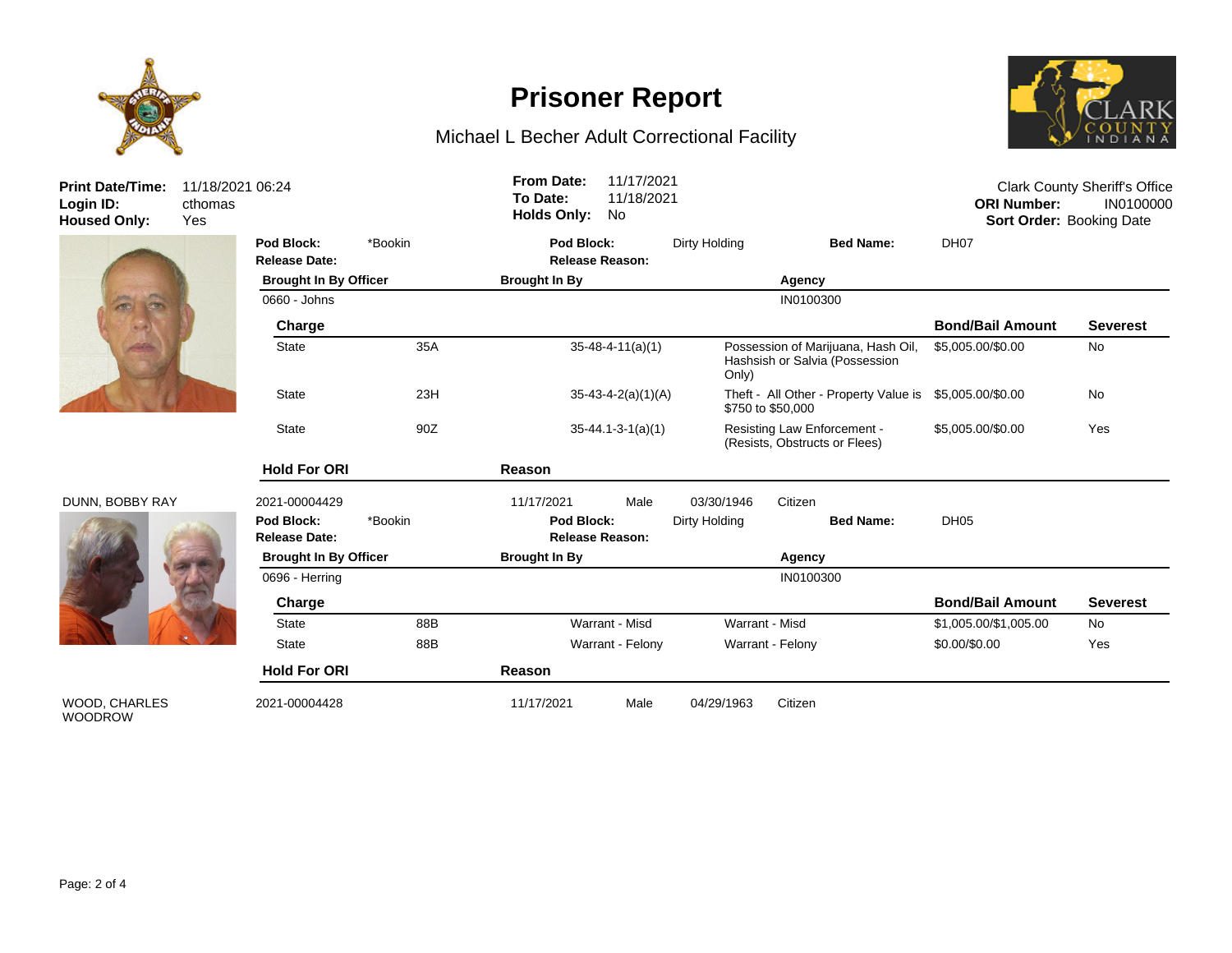# Prisoner Report

## Michael L Becher Adult Correctional Facility

**Print Date/Time:** 11/18/2021 06:24
**Login ID:** cthomas
**Housed Only:** Yes

**From Date:** 11/17/2021
**To Date:** 11/18/2021
**Holds Only:** No

Clark County Sheriff's Office
**ORI Number:** IN0100000
**Sort Order:** Booking Date

---

**Pod Block:** *Bookin **Pod Block:** Dirty Holding **Bed Name:** DH07
**Release Date:** **Release Reason:**

| Brought In By Officer | Brought In By | Agency |
|---|---|---|
| 0660 - Johns | | IN0100300 |

| Charge | | | | Bond/Bail Amount | Severest |
|---|---|---|---|---|---|
| State | 35A | 35-48-4-11(a)(1) | Possession of Marijuana, Hash Oil, Hashsish or Salvia (Possession Only) | $5,005.00/$0.00 | No |
| State | 23H | 35-43-4-2(a)(1)(A) | Theft - All Other - Property Value is $750 to $50,000 | $5,005.00/$0.00 | No |
| State | 90Z | 35-44.1-3-1(a)(1) | Resisting Law Enforcement - (Resists, Obstructs or Flees) | $5,005.00/$0.00 | Yes |

| Hold For ORI | Reason |
|---|---|

---

**DUNN, BOBBY RAY** 2021-00004429 11/17/2021 Male 03/30/1946 Citizen

**Pod Block:** *Bookin **Pod Block:** Dirty Holding **Bed Name:** DH05
**Release Date:** **Release Reason:**

| Brought In By Officer | Brought In By | Agency |
|---|---|---|
| 0696 - Herring | | IN0100300 |

| Charge | | | | Bond/Bail Amount | Severest |
|---|---|---|---|---|---|
| State | 88B | Warrant - Misd | Warrant - Misd | $1,005.00/$1,005.00 | No |
| State | 88B | Warrant - Felony | Warrant - Felony | $0.00/$0.00 | Yes |

| Hold For ORI | Reason |
|---|---|

---

**WOOD, CHARLES WOODROW** 2021-00004428 11/17/2021 Male 04/29/1963 Citizen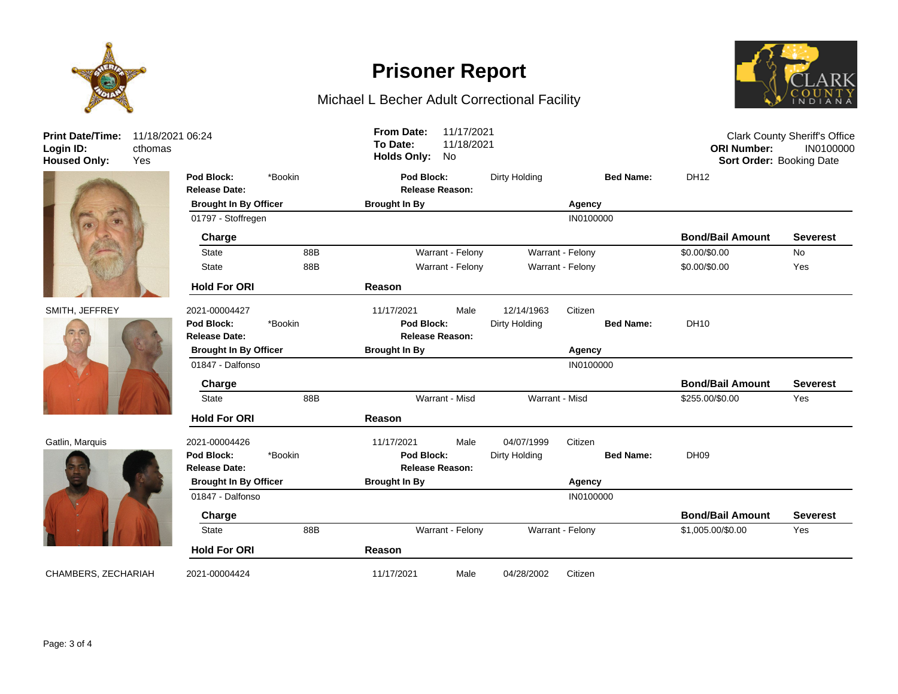# Prisoner Report

Michael L Becher Adult Correctional Facility

**Print Date/Time:** 11/18/2021 06:24
**Login ID:** cthomas
**Housed Only:** Yes

**From Date:** 11/17/2021
**To Date:** 11/18/2021
**Holds Only:** No

Clark County Sheriff's Office
**ORI Number:** IN0100000
**Sort Order:** Booking Date

---

**Pod Block:** *Bookin | **Pod Block:** Dirty Holding | **Bed Name:** DH12
**Release Date:** | **Release Reason:**

| Brought In By Officer | Brought In By | Agency |
|---|---|---|
| 01797 - Stoffregen | | IN0100000 |

| Charge | | | | Bond/Bail Amount | Severest |
|---|---|---|---|---|---|
| State | 88B | Warrant - Felony | Warrant - Felony | $0.00/$0.00 | No |
| State | 88B | Warrant - Felony | Warrant - Felony | $0.00/$0.00 | Yes |

| Hold For ORI | Reason |
|---|---|

---

SMITH, JEFFREY | 2021-00004427 | 11/17/2021 | Male | 12/14/1963 | Citizen

**Pod Block:** *Bookin | **Pod Block:** Dirty Holding | **Bed Name:** DH10
**Release Date:** | **Release Reason:**

| Brought In By Officer | Brought In By | Agency |
|---|---|---|
| 01847 - Dalfonso | | IN0100000 |

| Charge | | | | Bond/Bail Amount | Severest |
|---|---|---|---|---|---|
| State | 88B | Warrant - Misd | Warrant - Misd | $255.00/$0.00 | Yes |

| Hold For ORI | Reason |
|---|---|

---

Gatlin, Marquis | 2021-00004426 | 11/17/2021 | Male | 04/07/1999 | Citizen

**Pod Block:** *Bookin | **Pod Block:** Dirty Holding | **Bed Name:** DH09
**Release Date:** | **Release Reason:**

| Brought In By Officer | Brought In By | Agency |
|---|---|---|
| 01847 - Dalfonso | | IN0100000 |

| Charge | | | | Bond/Bail Amount | Severest |
|---|---|---|---|---|---|
| State | 88B | Warrant - Felony | Warrant - Felony | $1,005.00/$0.00 | Yes |

| Hold For ORI | Reason |
|---|---|

---

CHAMBERS, ZECHARIAH | 2021-00004424 | 11/17/2021 | Male | 04/28/2002 | Citizen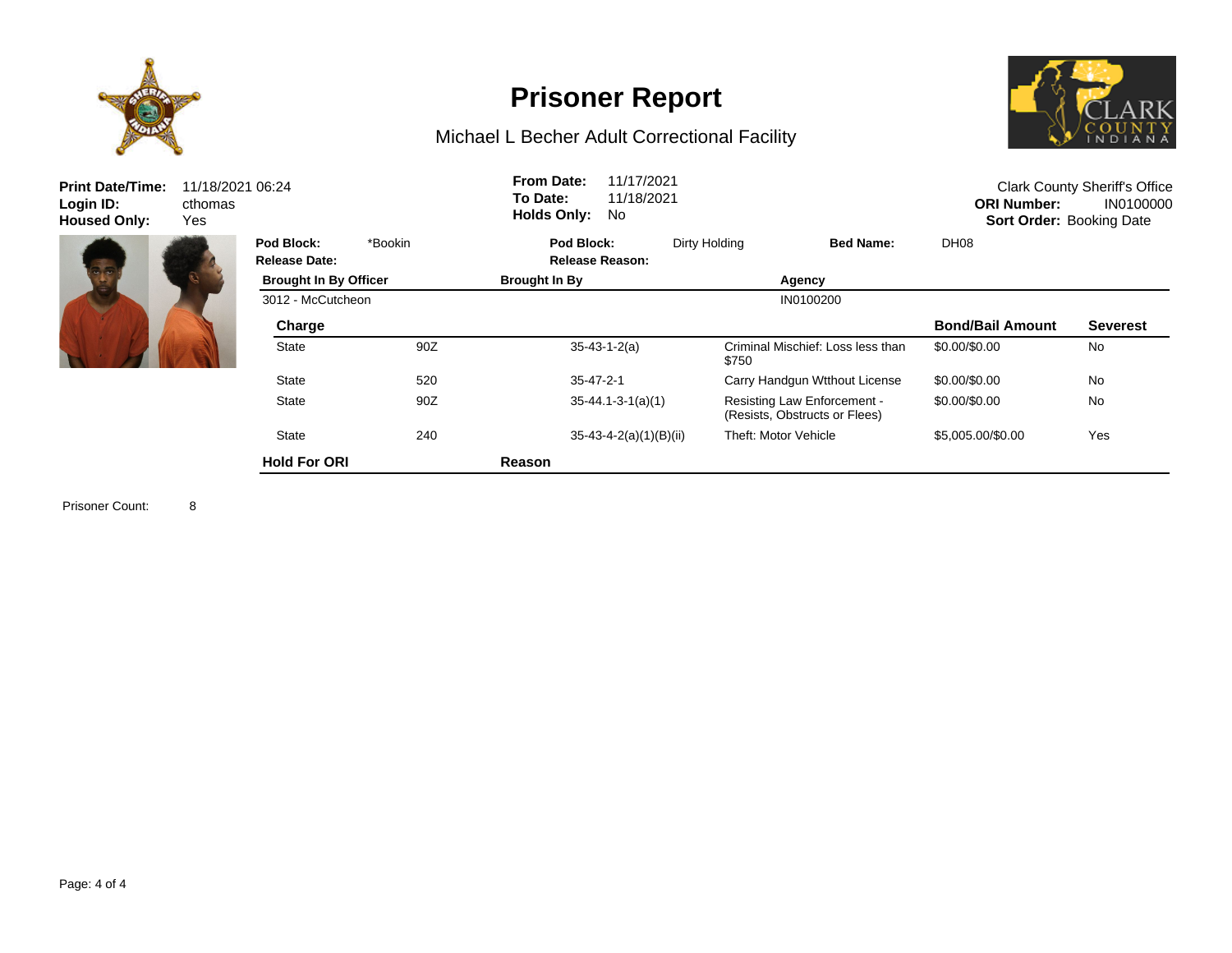# Prisoner Report

## Michael L Becher Adult Correctional Facility

**Print Date/Time:** 11/18/2021 06:24
**Login ID:** cthomas
**Housed Only:** Yes

**From Date:** 11/17/2021
**To Date:** 11/18/2021
**Holds Only:** No

Clark County Sheriff's Office
**ORI Number:** IN0100000
**Sort Order:** Booking Date

**Pod Block:** *Bookin **Pod Block:** Dirty Holding **Bed Name:** DH08
**Release Date:** **Release Reason:**

| Brought In By Officer | Brought In By | Agency |
|---|---|---|
| 3012 - McCutcheon | | IN0100200 |

| Charge | | | | Bond/Bail Amount | Severest |
|---|---|---|---|---|---|
| State | 90Z | 35-43-1-2(a) | Criminal Mischief: Loss less than $750 | $0.00/$0.00 | No |
| State | 520 | 35-47-2-1 | Carry Handgun Wthout License | $0.00/$0.00 | No |
| State | 90Z | 35-44.1-3-1(a)(1) | Resisting Law Enforcement - (Resists, Obstructs or Flees) | $0.00/$0.00 | No |
| State | 240 | 35-43-4-2(a)(1)(B)(ii) | Theft: Motor Vehicle | $5,005.00/$0.00 | Yes |

| Hold For ORI | Reason |
|---|---|

Prisoner Count: 8